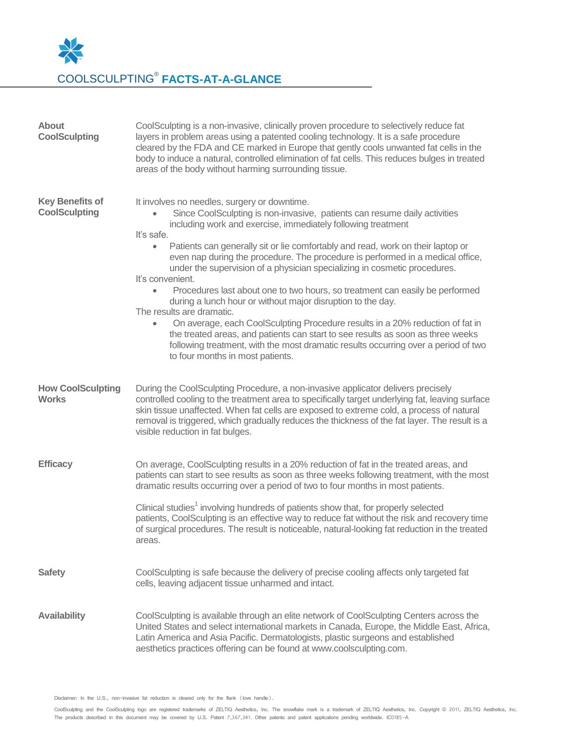# COOLSCULPTING® FACTS-AT-A-GLANCE

**About CoolSculpting**

CoolSculpting is a non-invasive, clinically proven procedure to selectively reduce fat layers in problem areas using a patented cooling technology. It is a safe procedure cleared by the FDA and CE marked in Europe that gently cools unwanted fat cells in the body to induce a natural, controlled elimination of fat cells. This reduces bulges in treated areas of the body without harming surrounding tissue.

**Key Benefits of CoolSculpting**

It involves no needles, surgery or downtime.

- Since CoolSculpting is non-invasive, patients can resume daily activities including work and exercise, immediately following treatment

It's safe.

- Patients can generally sit or lie comfortably and read, work on their laptop or even nap during the procedure. The procedure is performed in a medical office, under the supervision of a physician specializing in cosmetic procedures.

It's convenient.

- Procedures last about one to two hours, so treatment can easily be performed during a lunch hour or without major disruption to the day.

The results are dramatic.

- On average, each CoolSculpting Procedure results in a 20% reduction of fat in the treated areas, and patients can start to see results as soon as three weeks following treatment, with the most dramatic results occurring over a period of two to four months in most patients.

**How CoolSculpting Works**

During the CoolSculpting Procedure, a non-invasive applicator delivers precisely controlled cooling to the treatment area to specifically target underlying fat, leaving surface skin tissue unaffected. When fat cells are exposed to extreme cold, a process of natural removal is triggered, which gradually reduces the thickness of the fat layer. The result is a visible reduction in fat bulges.

**Efficacy**

On average, CoolSculpting results in a 20% reduction of fat in the treated areas, and patients can start to see results as soon as three weeks following treatment, with the most dramatic results occurring over a period of two to four months in most patients.

Clinical studies[1] involving hundreds of patients show that, for properly selected patients, CoolSculpting is an effective way to reduce fat without the risk and recovery time of surgical procedures. The result is noticeable, natural-looking fat reduction in the treated areas.

**Safety**

CoolSculpting is safe because the delivery of precise cooling affects only targeted fat cells, leaving adjacent tissue unharmed and intact.

**Availability**

CoolSculpting is available through an elite network of CoolSculpting Centers across the United States and select international markets in Canada, Europe, the Middle East, Africa, Latin America and Asia Pacific. Dermatologists, plastic surgeons and established aesthetics practices offering can be found at www.coolsculpting.com.

Disclaimer: In the U.S., non-invasive fat reduction is cleared only for the flank (love handle).

CoolSculpting and the CoolSculpting logo are registered trademarks of ZELTIQ Aesthetics, Inc. The snowflake mark is a trademark of ZELTIQ Aesthetics, Inc. Copyright © 2011, ZELTIQ Aesthetics, Inc. The products described in this document may be covered by U.S. Patent 7,367,341. Other patents and patent applications pending worldwide. IC0185-A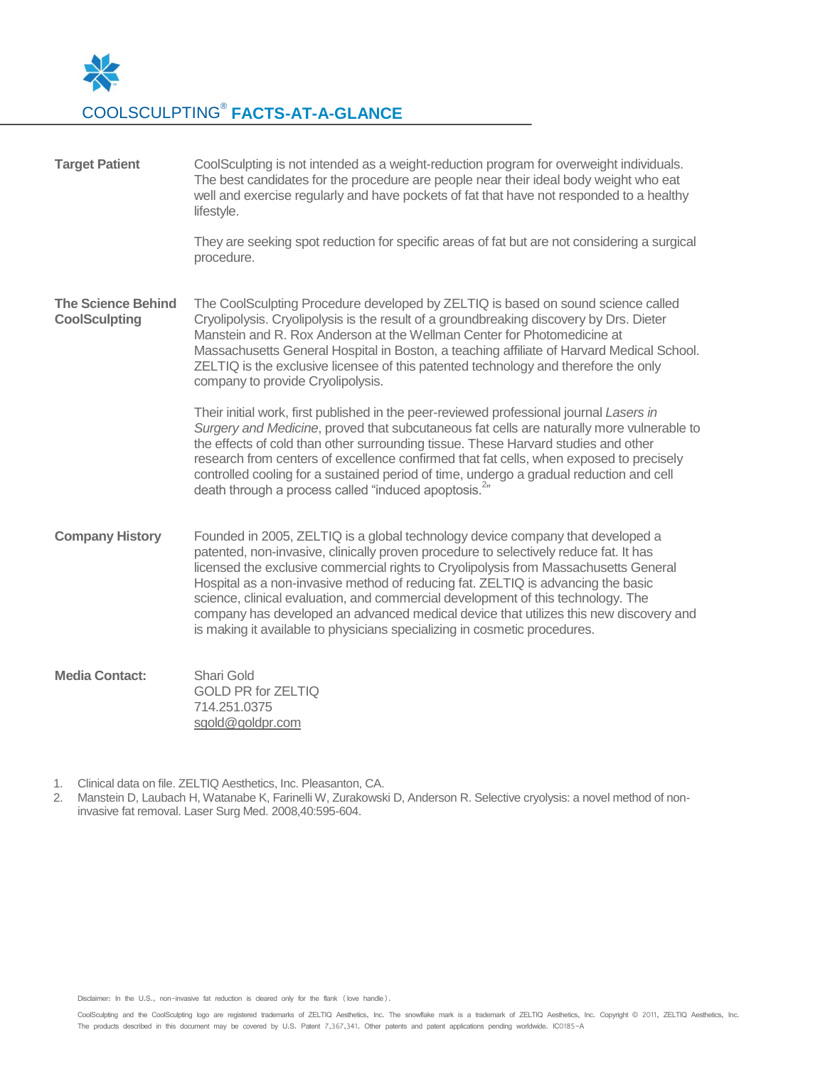# COOLSCULPTING® **FACTS-AT-A-GLANCE**

**Target Patient**

CoolSculpting is not intended as a weight-reduction program for overweight individuals. The best candidates for the procedure are people near their ideal body weight who eat well and exercise regularly and have pockets of fat that have not responded to a healthy lifestyle.

They are seeking spot reduction for specific areas of fat but are not considering a surgical procedure.

**The Science Behind CoolSculpting**

The CoolSculpting Procedure developed by ZELTIQ is based on sound science called Cryolipolysis. Cryolipolysis is the result of a groundbreaking discovery by Drs. Dieter Manstein and R. Rox Anderson at the Wellman Center for Photomedicine at Massachusetts General Hospital in Boston, a teaching affiliate of Harvard Medical School. ZELTIQ is the exclusive licensee of this patented technology and therefore the only company to provide Cryolipolysis.

Their initial work, first published in the peer-reviewed professional journal *Lasers in Surgery and Medicine*, proved that subcutaneous fat cells are naturally more vulnerable to the effects of cold than other surrounding tissue. These Harvard studies and other research from centers of excellence confirmed that fat cells, when exposed to precisely controlled cooling for a sustained period of time, undergo a gradual reduction and cell death through a process called "induced apoptosis.[2]"

**Company History**

Founded in 2005, ZELTIQ is a global technology device company that developed a patented, non-invasive, clinically proven procedure to selectively reduce fat. It has licensed the exclusive commercial rights to Cryolipolysis from Massachusetts General Hospital as a non-invasive method of reducing fat. ZELTIQ is advancing the basic science, clinical evaluation, and commercial development of this technology. The company has developed an advanced medical device that utilizes this new discovery and is making it available to physicians specializing in cosmetic procedures.

**Media Contact:**

Shari Gold
GOLD PR for ZELTIQ
714.251.0375
sgold@goldpr.com

1. Clinical data on file. ZELTIQ Aesthetics, Inc. Pleasanton, CA.
2. Manstein D, Laubach H, Watanabe K, Farinelli W, Zurakowski D, Anderson R. Selective cryolysis: a novel method of non-invasive fat removal. Laser Surg Med. 2008,40:595-604.

Disclaimer: In the U.S., non-invasive fat reduction is cleared only for the flank (love handle).

CoolSculpting and the CoolSculpting logo are registered trademarks of ZELTIQ Aesthetics, Inc. The snowflake mark is a trademark of ZELTIQ Aesthetics, Inc. Copyright © 2011, ZELTIQ Aesthetics, Inc. The products described in this document may be covered by U.S. Patent 7,367,341. Other patents and patent applications pending worldwide. IC0185-A